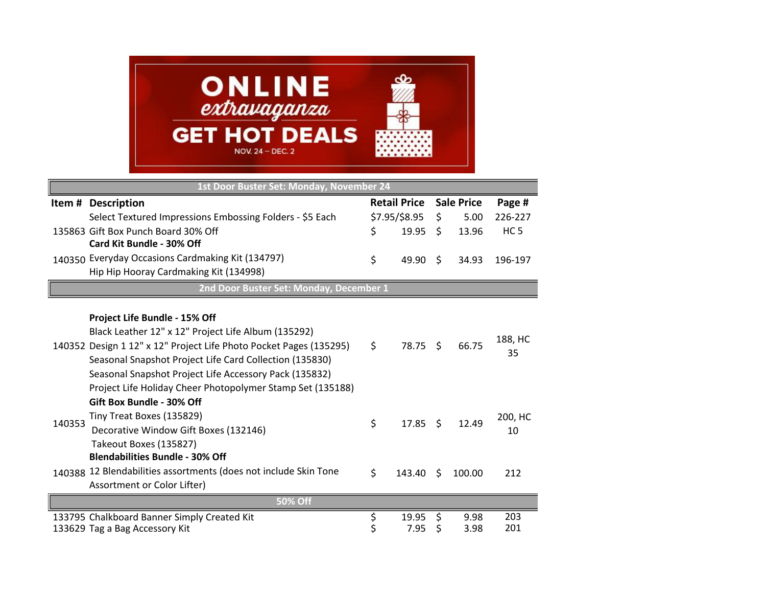# ONLINE extravaganza

## GET HOT DEALS

NOV. 24 – DEC. 2

| Item # | Description | Retail Price | Sale Price | Page # |
|---|---|---|---|---|
| **1st Door Buster Set: Monday, November 24** | | | | |
| | Select Textured Impressions Embossing Folders - $5 Each | $7.95/$8.95 | $ 5.00 | 226-227 |
| 135863 | Gift Box Punch Board 30% Off | $ 19.95 | $ 13.96 | HC 5 |
| | **Card Kit Bundle - 30% Off** | | | |
| 140350 | Everyday Occasions Cardmaking Kit (134797)<br>Hip Hip Hooray Cardmaking Kit (134998) | $ 49.90 | $ 34.93 | 196-197 |
| **2nd Door Buster Set: Monday, December 1** | | | | |
| | **Project Life Bundle - 15% Off** | | | |
| 140352 | Black Leather 12" x 12" Project Life Album (135292)<br>Design 1 12" x 12" Project Life Photo Pocket Pages (135295)<br>Seasonal Snapshot Project Life Card Collection (135830)<br>Seasonal Snapshot Project Life Accessory Pack (135832)<br>Project Life Holiday Cheer Photopolymer Stamp Set (135188) | $ 78.75 | $ 66.75 | 188, HC 35 |
| | **Gift Box Bundle - 30% Off** | | | |
| 140353 | Tiny Treat Boxes (135829)<br>Decorative Window Gift Boxes (132146)<br>Takeout Boxes (135827) | $ 17.85 | $ 12.49 | 200, HC 10 |
| | **Blendabilities Bundle - 30% Off** | | | |
| 140388 | 12 Blendabilities assortments (does not include Skin Tone Assortment or Color Lifter) | $ 143.40 | $ 100.00 | 212 |
| **50% Off** | | | | |
| 133795 | Chalkboard Banner Simply Created Kit | $ 19.95 | $ 9.98 | 203 |
| 133629 | Tag a Bag Accessory Kit | $ 7.95 | $ 3.98 | 201 |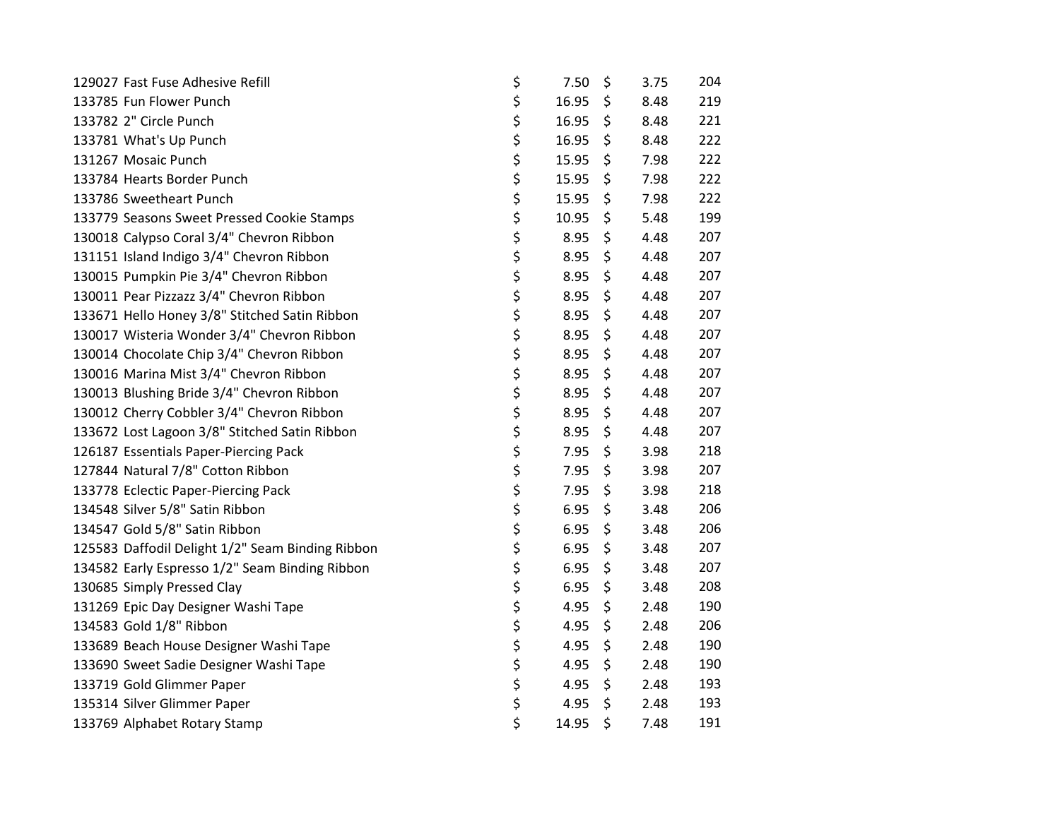| | | | |
|---|---|---|---|
| 129027 Fast Fuse Adhesive Refill | $ 7.50 | $ 3.75 | 204 |
| 133785 Fun Flower Punch | $ 16.95 | $ 8.48 | 219 |
| 133782 2" Circle Punch | $ 16.95 | $ 8.48 | 221 |
| 133781 What's Up Punch | $ 16.95 | $ 8.48 | 222 |
| 131267 Mosaic Punch | $ 15.95 | $ 7.98 | 222 |
| 133784 Hearts Border Punch | $ 15.95 | $ 7.98 | 222 |
| 133786 Sweetheart Punch | $ 15.95 | $ 7.98 | 222 |
| 133779 Seasons Sweet Pressed Cookie Stamps | $ 10.95 | $ 5.48 | 199 |
| 130018 Calypso Coral 3/4" Chevron Ribbon | $ 8.95 | $ 4.48 | 207 |
| 131151 Island Indigo 3/4" Chevron Ribbon | $ 8.95 | $ 4.48 | 207 |
| 130015 Pumpkin Pie 3/4" Chevron Ribbon | $ 8.95 | $ 4.48 | 207 |
| 130011 Pear Pizzazz 3/4" Chevron Ribbon | $ 8.95 | $ 4.48 | 207 |
| 133671 Hello Honey 3/8" Stitched Satin Ribbon | $ 8.95 | $ 4.48 | 207 |
| 130017 Wisteria Wonder 3/4" Chevron Ribbon | $ 8.95 | $ 4.48 | 207 |
| 130014 Chocolate Chip 3/4" Chevron Ribbon | $ 8.95 | $ 4.48 | 207 |
| 130016 Marina Mist 3/4" Chevron Ribbon | $ 8.95 | $ 4.48 | 207 |
| 130013 Blushing Bride 3/4" Chevron Ribbon | $ 8.95 | $ 4.48 | 207 |
| 130012 Cherry Cobbler 3/4" Chevron Ribbon | $ 8.95 | $ 4.48 | 207 |
| 133672 Lost Lagoon 3/8" Stitched Satin Ribbon | $ 8.95 | $ 4.48 | 207 |
| 126187 Essentials Paper-Piercing Pack | $ 7.95 | $ 3.98 | 218 |
| 127844 Natural 7/8" Cotton Ribbon | $ 7.95 | $ 3.98 | 207 |
| 133778 Eclectic Paper-Piercing Pack | $ 7.95 | $ 3.98 | 218 |
| 134548 Silver 5/8" Satin Ribbon | $ 6.95 | $ 3.48 | 206 |
| 134547 Gold 5/8" Satin Ribbon | $ 6.95 | $ 3.48 | 206 |
| 125583 Daffodil Delight 1/2" Seam Binding Ribbon | $ 6.95 | $ 3.48 | 207 |
| 134582 Early Espresso 1/2" Seam Binding Ribbon | $ 6.95 | $ 3.48 | 207 |
| 130685 Simply Pressed Clay | $ 6.95 | $ 3.48 | 208 |
| 131269 Epic Day Designer Washi Tape | $ 4.95 | $ 2.48 | 190 |
| 134583 Gold 1/8" Ribbon | $ 4.95 | $ 2.48 | 206 |
| 133689 Beach House Designer Washi Tape | $ 4.95 | $ 2.48 | 190 |
| 133690 Sweet Sadie Designer Washi Tape | $ 4.95 | $ 2.48 | 190 |
| 133719 Gold Glimmer Paper | $ 4.95 | $ 2.48 | 193 |
| 135314 Silver Glimmer Paper | $ 4.95 | $ 2.48 | 193 |
| 133769 Alphabet Rotary Stamp | $ 14.95 | $ 7.48 | 191 |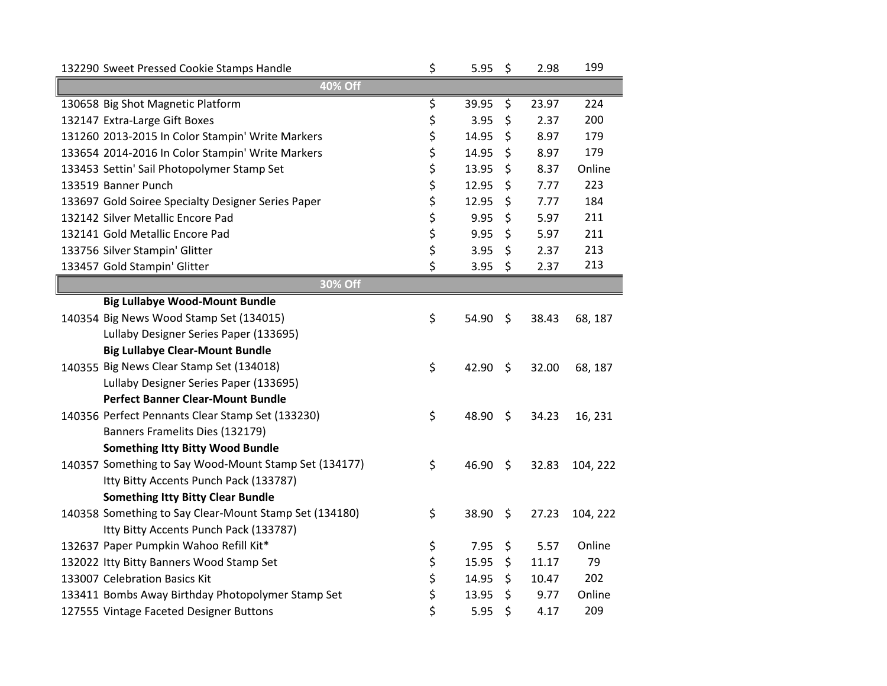| Item # | Description | Price | Sale Price | Page |
|---|---|---|---|---|
| 132290 | Sweet Pressed Cookie Stamps Handle | $ 5.95 | $ 2.98 | 199 |
| | **40% Off** | | | |
| 130658 | Big Shot Magnetic Platform | $ 39.95 | $ 23.97 | 224 |
| 132147 | Extra-Large Gift Boxes | $ 3.95 | $ 2.37 | 200 |
| 131260 | 2013-2015 In Color Stampin' Write Markers | $ 14.95 | $ 8.97 | 179 |
| 133654 | 2014-2016 In Color Stampin' Write Markers | $ 14.95 | $ 8.97 | 179 |
| 133453 | Settin' Sail Photopolymer Stamp Set | $ 13.95 | $ 8.37 | Online |
| 133519 | Banner Punch | $ 12.95 | $ 7.77 | 223 |
| 133697 | Gold Soiree Specialty Designer Series Paper | $ 12.95 | $ 7.77 | 184 |
| 132142 | Silver Metallic Encore Pad | $ 9.95 | $ 5.97 | 211 |
| 132141 | Gold Metallic Encore Pad | $ 9.95 | $ 5.97 | 211 |
| 133756 | Silver Stampin' Glitter | $ 3.95 | $ 2.37 | 213 |
| 133457 | Gold Stampin' Glitter | $ 3.95 | $ 2.37 | 213 |
| | **30% Off** | | | |
| | **Big Lullabye Wood-Mount Bundle** | | | |
| 140354 | Big News Wood Stamp Set (134015) | $ 54.90 | $ 38.43 | 68, 187 |
| | Lullaby Designer Series Paper (133695) | | | |
| | **Big Lullabye Clear-Mount Bundle** | | | |
| 140355 | Big News Clear Stamp Set (134018) | $ 42.90 | $ 32.00 | 68, 187 |
| | Lullaby Designer Series Paper (133695) | | | |
| | **Perfect Banner Clear-Mount Bundle** | | | |
| 140356 | Perfect Pennants Clear Stamp Set (133230) | $ 48.90 | $ 34.23 | 16, 231 |
| | Banners Framelits Dies (132179) | | | |
| | **Something Itty Bitty Wood Bundle** | | | |
| 140357 | Something to Say Wood-Mount Stamp Set (134177) | $ 46.90 | $ 32.83 | 104, 222 |
| | Itty Bitty Accents Punch Pack (133787) | | | |
| | **Something Itty Bitty Clear Bundle** | | | |
| 140358 | Something to Say Clear-Mount Stamp Set (134180) | $ 38.90 | $ 27.23 | 104, 222 |
| | Itty Bitty Accents Punch Pack (133787) | | | |
| 132637 | Paper Pumpkin Wahoo Refill Kit* | $ 7.95 | $ 5.57 | Online |
| 132022 | Itty Bitty Banners Wood Stamp Set | $ 15.95 | $ 11.17 | 79 |
| 133007 | Celebration Basics Kit | $ 14.95 | $ 10.47 | 202 |
| 133411 | Bombs Away Birthday Photopolymer Stamp Set | $ 13.95 | $ 9.77 | Online |
| 127555 | Vintage Faceted Designer Buttons | $ 5.95 | $ 4.17 | 209 |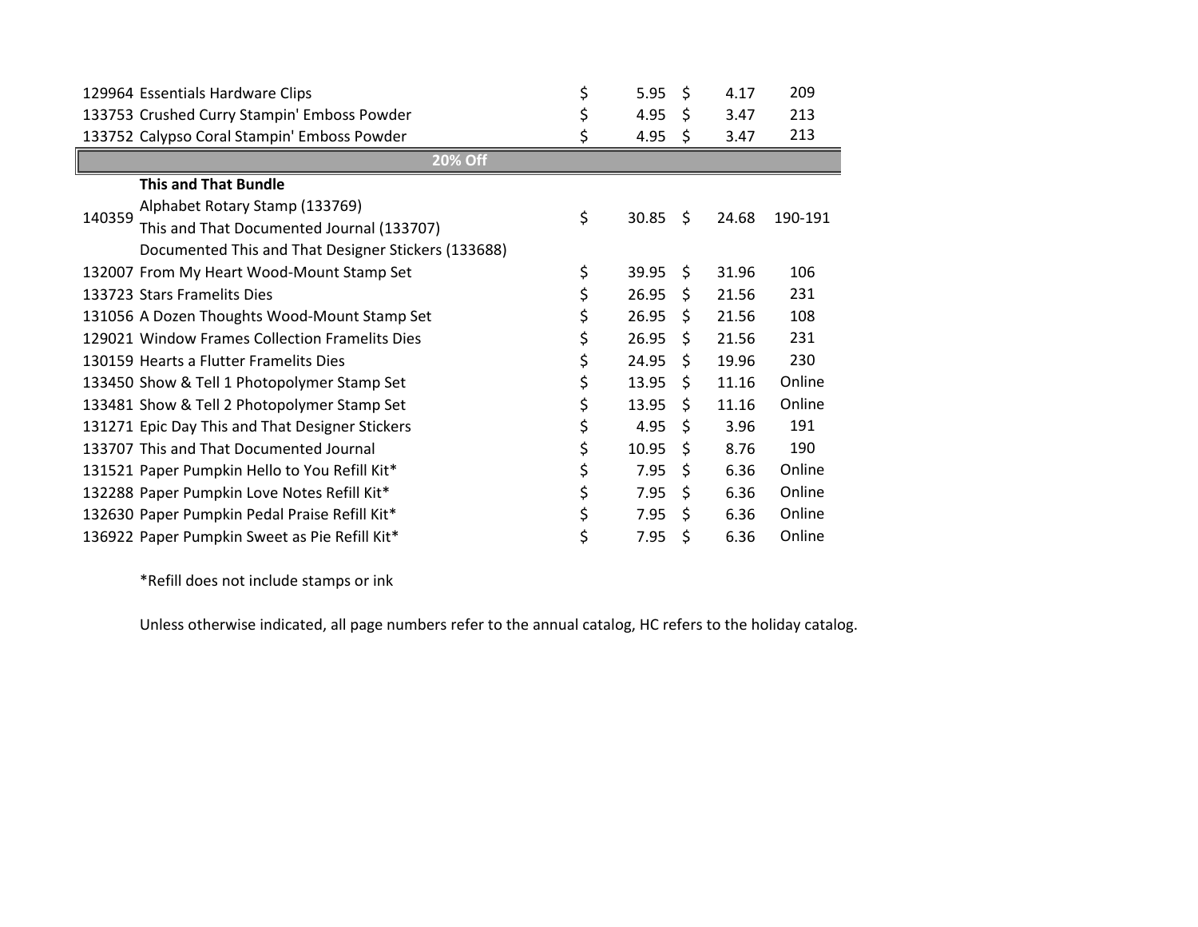| | | | | |
|---|---|---|---|---|
| 129964 | Essentials Hardware Clips | $ 5.95 | $ 4.17 | 209 |
| 133753 | Crushed Curry Stampin' Emboss Powder | $ 4.95 | $ 3.47 | 213 |
| 133752 | Calypso Coral Stampin' Emboss Powder | $ 4.95 | $ 3.47 | 213 |
| | **20% Off** | | | |
| 140359 | **This and That Bundle**<br>Alphabet Rotary Stamp (133769)<br>This and That Documented Journal (133707)<br>Documented This and That Designer Stickers (133688) | $ 30.85 | $ 24.68 | 190-191 |
| 132007 | From My Heart Wood-Mount Stamp Set | $ 39.95 | $ 31.96 | 106 |
| 133723 | Stars Framelits Dies | $ 26.95 | $ 21.56 | 231 |
| 131056 | A Dozen Thoughts Wood-Mount Stamp Set | $ 26.95 | $ 21.56 | 108 |
| 129021 | Window Frames Collection Framelits Dies | $ 26.95 | $ 21.56 | 231 |
| 130159 | Hearts a Flutter Framelits Dies | $ 24.95 | $ 19.96 | 230 |
| 133450 | Show & Tell 1 Photopolymer Stamp Set | $ 13.95 | $ 11.16 | Online |
| 133481 | Show & Tell 2 Photopolymer Stamp Set | $ 13.95 | $ 11.16 | Online |
| 131271 | Epic Day This and That Designer Stickers | $ 4.95 | $ 3.96 | 191 |
| 133707 | This and That Documented Journal | $ 10.95 | $ 8.76 | 190 |
| 131521 | Paper Pumpkin Hello to You Refill Kit* | $ 7.95 | $ 6.36 | Online |
| 132288 | Paper Pumpkin Love Notes Refill Kit* | $ 7.95 | $ 6.36 | Online |
| 132630 | Paper Pumpkin Pedal Praise Refill Kit* | $ 7.95 | $ 6.36 | Online |
| 136922 | Paper Pumpkin Sweet as Pie Refill Kit* | $ 7.95 | $ 6.36 | Online |

*Refill does not include stamps or ink

Unless otherwise indicated, all page numbers refer to the annual catalog, HC refers to the holiday catalog.